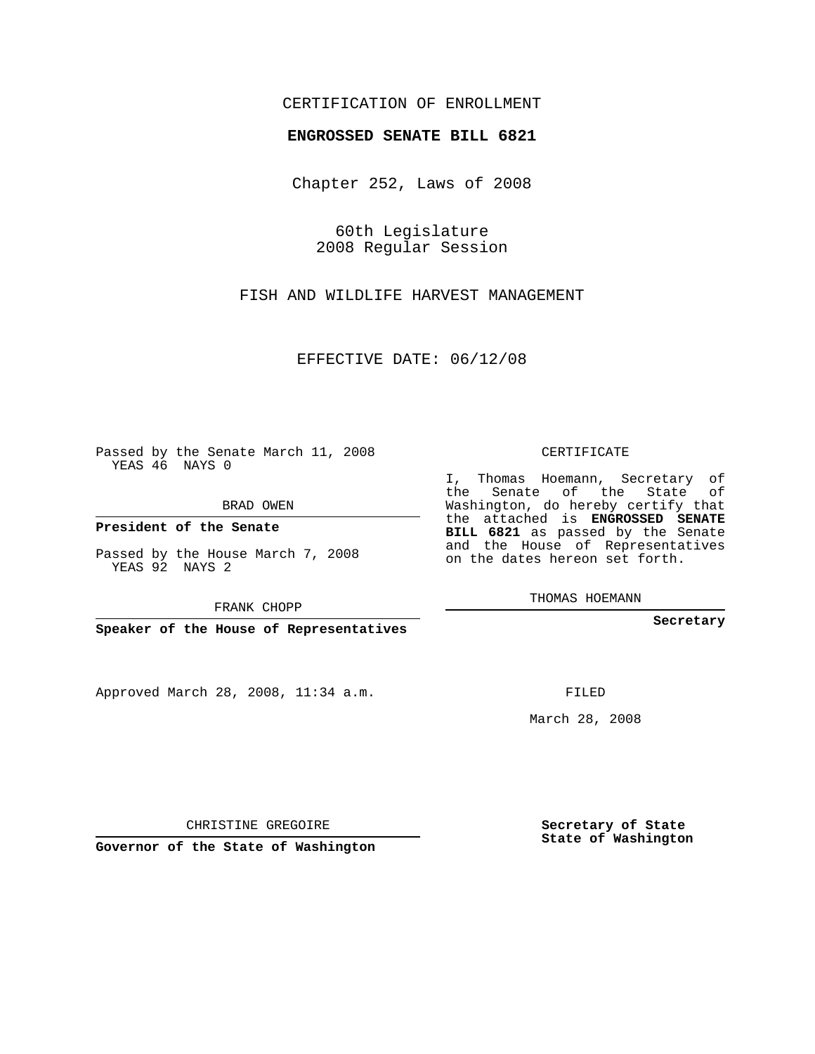CERTIFICATION OF ENROLLMENT

**ENGROSSED SENATE BILL 6821**

Chapter 252, Laws of 2008

60th Legislature
2008 Regular Session

FISH AND WILDLIFE HARVEST MANAGEMENT

EFFECTIVE DATE: 06/12/08

Passed by the Senate March 11, 2008
YEAS 46 NAYS 0

BRAD OWEN

**President of the Senate**

Passed by the House March 7, 2008
YEAS 92 NAYS 2

FRANK CHOPP

**Speaker of the House of Representatives**

CERTIFICATE

I, Thomas Hoemann, Secretary of the Senate of the State of Washington, do hereby certify that the attached is **ENGROSSED SENATE BILL 6821** as passed by the Senate and the House of Representatives on the dates hereon set forth.

THOMAS HOEMANN

**Secretary**

Approved March 28, 2008, 11:34 a.m.

FILED

March 28, 2008

CHRISTINE GREGOIRE

**Governor of the State of Washington**

**Secretary of State**
**State of Washington**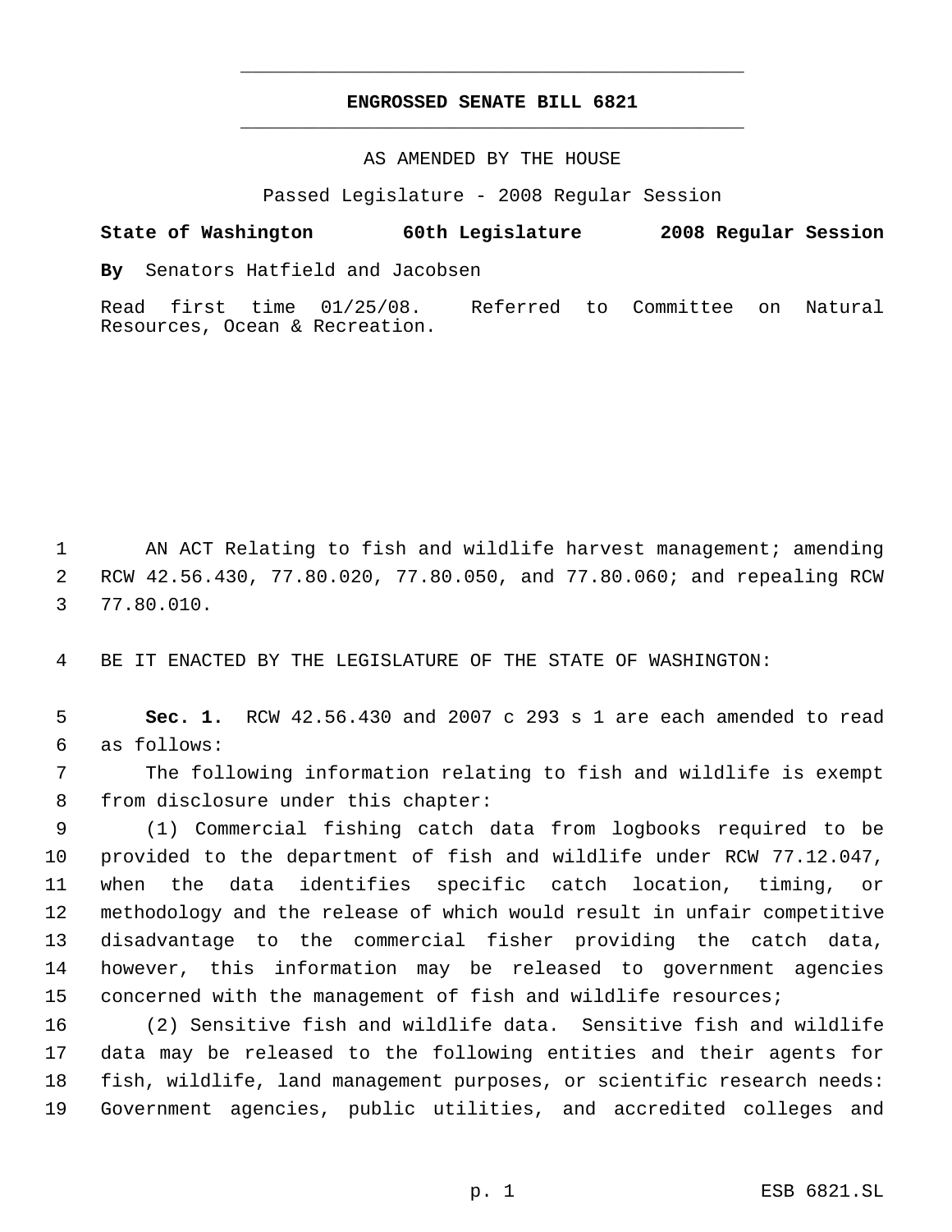# ENGROSSED SENATE BILL 6821

AS AMENDED BY THE HOUSE

Passed Legislature - 2008 Regular Session

**State of Washington 60th Legislature 2008 Regular Session**

**By** Senators Hatfield and Jacobsen

Read first time 01/25/08. Referred to Committee on Natural Resources, Ocean & Recreation.

AN ACT Relating to fish and wildlife harvest management; amending RCW 42.56.430, 77.80.020, 77.80.050, and 77.80.060; and repealing RCW 77.80.010.

BE IT ENACTED BY THE LEGISLATURE OF THE STATE OF WASHINGTON:

**Sec. 1.** RCW 42.56.430 and 2007 c 293 s 1 are each amended to read as follows:

The following information relating to fish and wildlife is exempt from disclosure under this chapter:

(1) Commercial fishing catch data from logbooks required to be provided to the department of fish and wildlife under RCW 77.12.047, when the data identifies specific catch location, timing, or methodology and the release of which would result in unfair competitive disadvantage to the commercial fisher providing the catch data, however, this information may be released to government agencies concerned with the management of fish and wildlife resources;

(2) Sensitive fish and wildlife data. Sensitive fish and wildlife data may be released to the following entities and their agents for fish, wildlife, land management purposes, or scientific research needs: Government agencies, public utilities, and accredited colleges and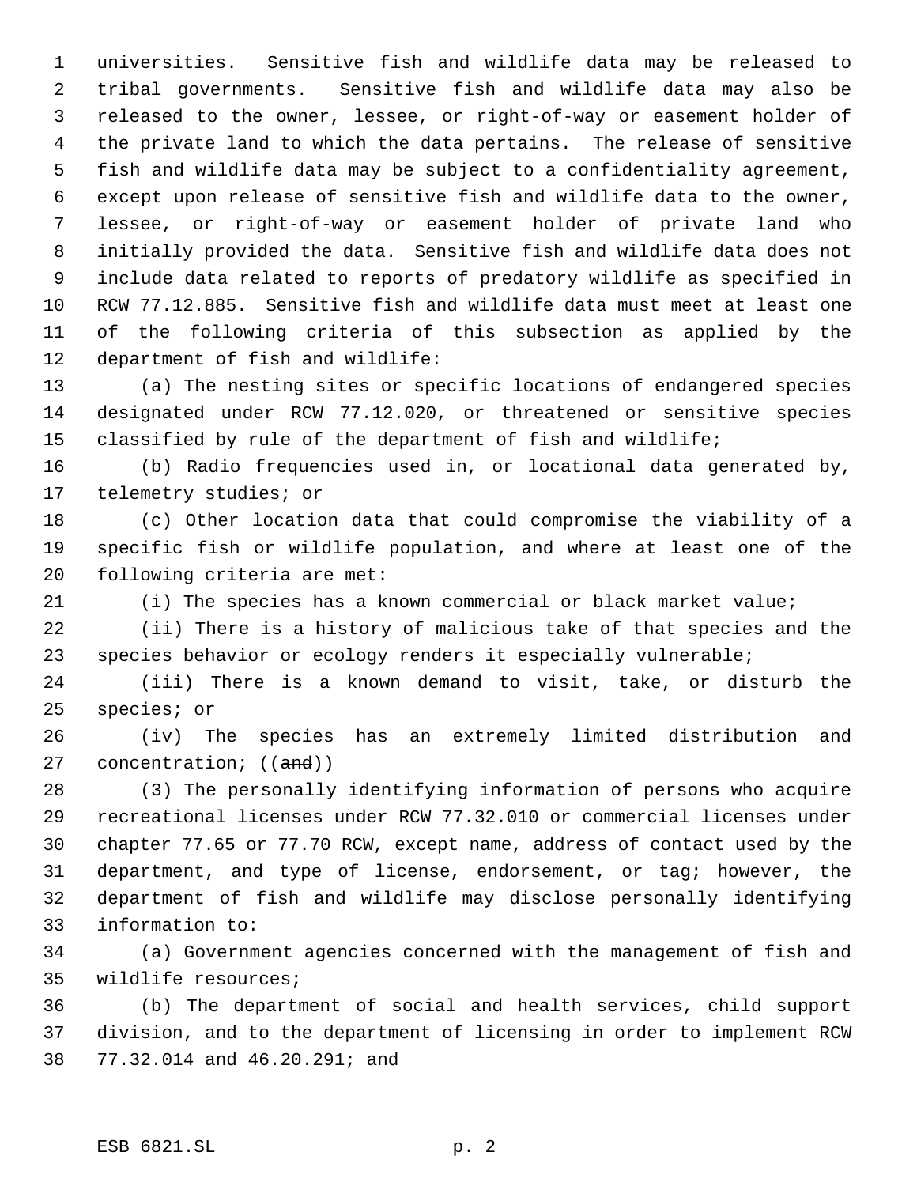universities. Sensitive fish and wildlife data may be released to tribal governments. Sensitive fish and wildlife data may also be released to the owner, lessee, or right-of-way or easement holder of the private land to which the data pertains. The release of sensitive fish and wildlife data may be subject to a confidentiality agreement, except upon release of sensitive fish and wildlife data to the owner, lessee, or right-of-way or easement holder of private land who initially provided the data. Sensitive fish and wildlife data does not include data related to reports of predatory wildlife as specified in RCW 77.12.885. Sensitive fish and wildlife data must meet at least one of the following criteria of this subsection as applied by the department of fish and wildlife:

(a) The nesting sites or specific locations of endangered species designated under RCW 77.12.020, or threatened or sensitive species classified by rule of the department of fish and wildlife;

(b) Radio frequencies used in, or locational data generated by, telemetry studies; or

(c) Other location data that could compromise the viability of a specific fish or wildlife population, and where at least one of the following criteria are met:

(i) The species has a known commercial or black market value;

(ii) There is a history of malicious take of that species and the species behavior or ecology renders it especially vulnerable;

(iii) There is a known demand to visit, take, or disturb the species; or

(iv) The species has an extremely limited distribution and concentration; ((~~and~~))

(3) The personally identifying information of persons who acquire recreational licenses under RCW 77.32.010 or commercial licenses under chapter 77.65 or 77.70 RCW, except name, address of contact used by the department, and type of license, endorsement, or tag; however, the department of fish and wildlife may disclose personally identifying information to:

(a) Government agencies concerned with the management of fish and wildlife resources;

(b) The department of social and health services, child support division, and to the department of licensing in order to implement RCW 77.32.014 and 46.20.291; and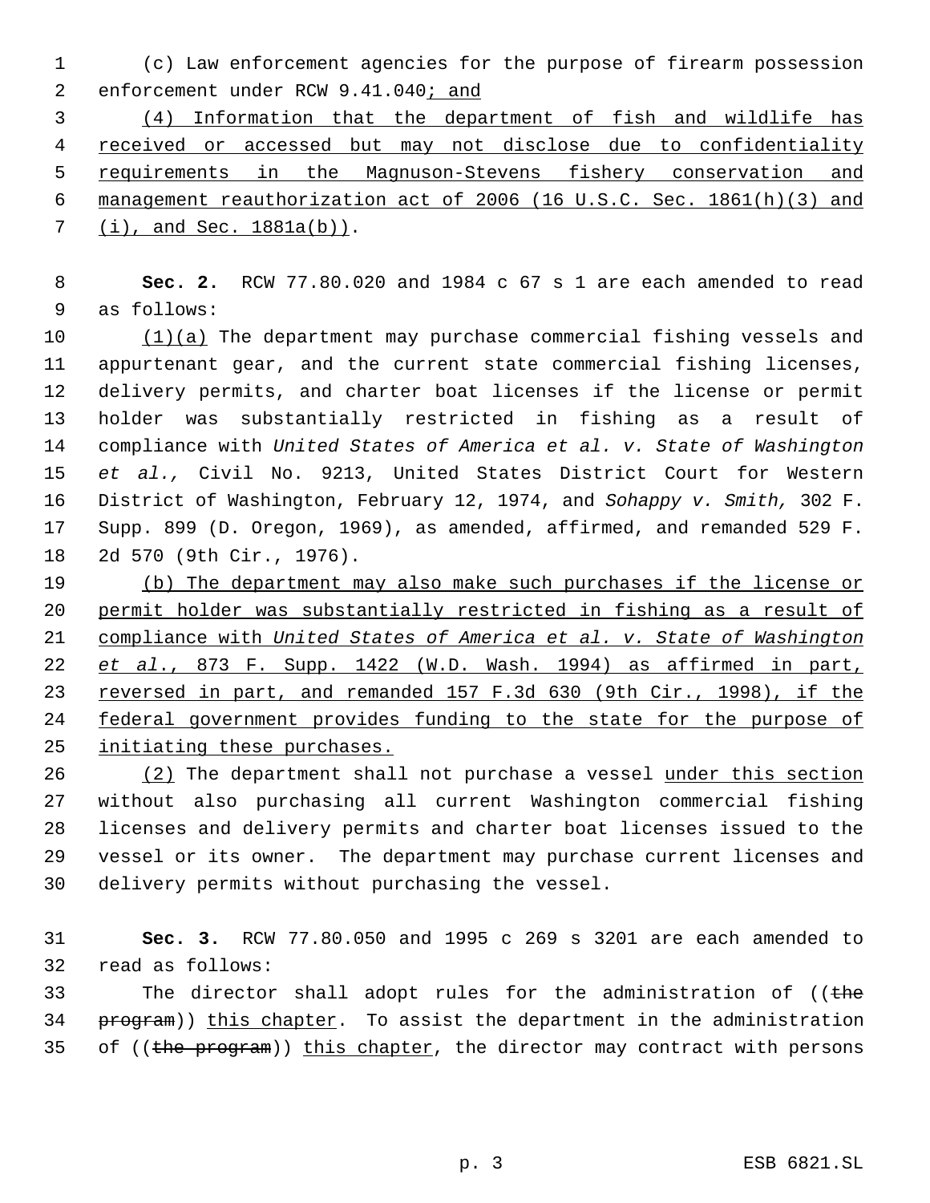(c) Law enforcement agencies for the purpose of firearm possession enforcement under RCW 9.41.040<u>; and</u>

<u>(4) Information that the department of fish and wildlife has received or accessed but may not disclose due to confidentiality requirements in the Magnuson-Stevens fishery conservation and management reauthorization act of 2006 (16 U.S.C. Sec. 1861(h)(3) and (i), and Sec. 1881a(b))</u>.

**Sec. 2.** RCW 77.80.020 and 1984 c 67 s 1 are each amended to read as follows:

<u>(1)(a)</u> The department may purchase commercial fishing vessels and appurtenant gear, and the current state commercial fishing licenses, delivery permits, and charter boat licenses if the license or permit holder was substantially restricted in fishing as a result of compliance with *United States of America et al. v. State of Washington et al.,* Civil No. 9213, United States District Court for Western District of Washington, February 12, 1974, and *Sohappy v. Smith,* 302 F. Supp. 899 (D. Oregon, 1969), as amended, affirmed, and remanded 529 F. 2d 570 (9th Cir., 1976).

<u>(b) The department may also make such purchases if the license or permit holder was substantially restricted in fishing as a result of compliance with *United States of America et al. v. State of Washington et al.*, 873 F. Supp. 1422 (W.D. Wash. 1994) as affirmed in part, reversed in part, and remanded 157 F.3d 630 (9th Cir., 1998), if the federal government provides funding to the state for the purpose of initiating these purchases.</u>

<u>(2)</u> The department shall not purchase a vessel <u>under this section</u> without also purchasing all current Washington commercial fishing licenses and delivery permits and charter boat licenses issued to the vessel or its owner. The department may purchase current licenses and delivery permits without purchasing the vessel.

**Sec. 3.** RCW 77.80.050 and 1995 c 269 s 3201 are each amended to read as follows:

The director shall adopt rules for the administration of ((~~the program~~)) <u>this chapter</u>. To assist the department in the administration of ((~~the program~~)) <u>this chapter</u>, the director may contract with persons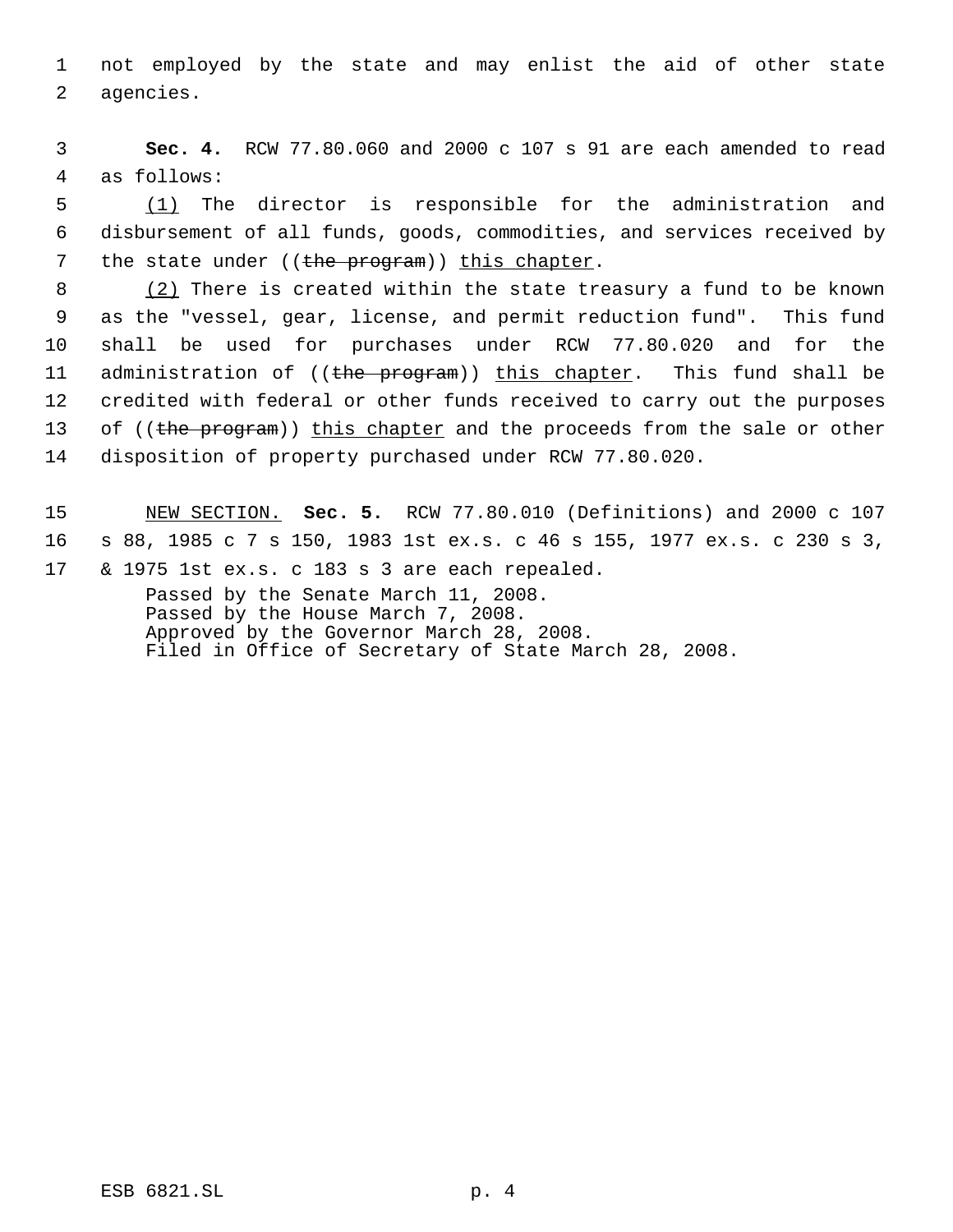not employed by the state and may enlist the aid of other state agencies.

**Sec. 4.** RCW 77.80.060 and 2000 c 107 s 91 are each amended to read as follows:

(1) The director is responsible for the administration and disbursement of all funds, goods, commodities, and services received by the state under ((~~the program~~)) this chapter.

(2) There is created within the state treasury a fund to be known as the "vessel, gear, license, and permit reduction fund". This fund shall be used for purchases under RCW 77.80.020 and for the administration of ((~~the program~~)) this chapter. This fund shall be credited with federal or other funds received to carry out the purposes of ((~~the program~~)) this chapter and the proceeds from the sale or other disposition of property purchased under RCW 77.80.020.

NEW SECTION. **Sec. 5.** RCW 77.80.010 (Definitions) and 2000 c 107 s 88, 1985 c 7 s 150, 1983 1st ex.s. c 46 s 155, 1977 ex.s. c 230 s 3, & 1975 1st ex.s. c 183 s 3 are each repealed.

Passed by the Senate March 11, 2008.
Passed by the House March 7, 2008.
Approved by the Governor March 28, 2008.
Filed in Office of Secretary of State March 28, 2008.